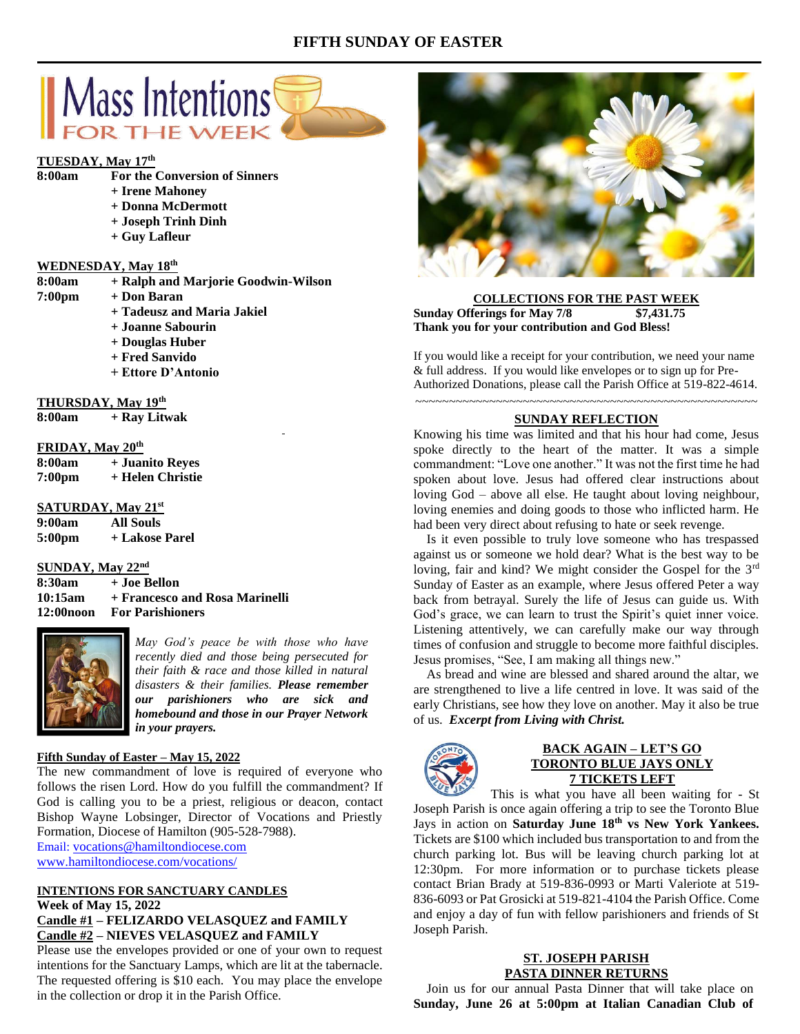# FIFTH SUNDAY OF EASTER

## Mass Intentions FOR THE WEEK

**TUESDAY, May 17th**

**8:00am** **For the Conversion of Sinners**
**+ Irene Mahoney**
**+ Donna McDermott**
**+ Joseph Trinh Dinh**
**+ Guy Lafleur**

**WEDNESDAY, May 18th**

**8:00am** **+ Ralph and Marjorie Goodwin-Wilson**
**7:00pm** **+ Don Baran**
**+ Tadeusz and Maria Jakiel**
**+ Joanne Sabourin**
**+ Douglas Huber**
**+ Fred Sanvido**
**+ Ettore D'Antonio**

**THURSDAY, May 19th**

**8:00am** **+ Ray Litwak**

**FRIDAY, May 20th**

**8:00am** **+ Juanito Reyes**
**7:00pm** **+ Helen Christie**

**SATURDAY, May 21st**

**9:00am** **All Souls**
**5:00pm** **+ Lakose Parel**

**SUNDAY, May 22nd**

**8:30am** **+ Joe Bellon**
**10:15am** **+ Francesco and Rosa Marinelli**
**12:00noon** **For Parishioners**

*May God's peace be with those who have recently died and those being persecuted for their faith & race and those killed in natural disasters & their families.* ***Please remember our parishioners who are sick and homebound and those in our Prayer Network in your prayers.***

**Fifth Sunday of Easter – May 15, 2022**

The new commandment of love is required of everyone who follows the risen Lord. How do you fulfill the commandment? If God is calling you to be a priest, religious or deacon, contact Bishop Wayne Lobsinger, Director of Vocations and Priestly Formation, Diocese of Hamilton (905-528-7988).
Email: vocations@hamiltondiocese.com
www.hamiltondiocese.com/vocations/

**INTENTIONS FOR SANCTUARY CANDLES**
**Week of May 15, 2022**
**Candle #1 – FELIZARDO VELASQUEZ and FAMILY**
**Candle #2 – NIEVES VELASQUEZ and FAMILY**

Please use the envelopes provided or one of your own to request intentions for the Sanctuary Lamps, which are lit at the tabernacle. The requested offering is $10 each. You may place the envelope in the collection or drop it in the Parish Office.

**COLLECTIONS FOR THE PAST WEEK**
**Sunday Offerings for May 7/8 $7,431.75**
**Thank you for your contribution and God Bless!**

If you would like a receipt for your contribution, we need your name & full address. If you would like envelopes or to sign up for Pre-Authorized Donations, please call the Parish Office at 519-822-4614.

~~~~~~~~~~~~~~~~~~~~~~~~~~~~~~~~~~~~~~~~~~~~~~~~~~~~

**SUNDAY REFLECTION**

Knowing his time was limited and that his hour had come, Jesus spoke directly to the heart of the matter. It was a simple commandment: "Love one another." It was not the first time he had spoken about love. Jesus had offered clear instructions about loving God – above all else. He taught about loving neighbour, loving enemies and doing goods to those who inflicted harm. He had been very direct about refusing to hate or seek revenge.

Is it even possible to truly love someone who has trespassed against us or someone we hold dear? What is the best way to be loving, fair and kind? We might consider the Gospel for the 3rd Sunday of Easter as an example, where Jesus offered Peter a way back from betrayal. Surely the life of Jesus can guide us. With God's grace, we can learn to trust the Spirit's quiet inner voice. Listening attentively, we can carefully make our way through times of confusion and struggle to become more faithful disciples. Jesus promises, "See, I am making all things new."

As bread and wine are blessed and shared around the altar, we are strengthened to live a life centred in love. It was said of the early Christians, see how they love on another. May it also be true of us. ***Excerpt from Living with Christ.***

**BACK AGAIN – LET'S GO**
**TORONTO BLUE JAYS ONLY**
**7 TICKETS LEFT**

This is what you have all been waiting for - St Joseph Parish is once again offering a trip to see the Toronto Blue Jays in action on **Saturday June 18th vs New York Yankees.** Tickets are $100 which included bus transportation to and from the church parking lot. Bus will be leaving church parking lot at 12:30pm. For more information or to purchase tickets please contact Brian Brady at 519-836-0993 or Marti Valeriote at 519-836-6093 or Pat Grosicki at 519-821-4104 the Parish Office. Come and enjoy a day of fun with fellow parishioners and friends of St Joseph Parish.

**ST. JOSEPH PARISH**
**PASTA DINNER RETURNS**

Join us for our annual Pasta Dinner that will take place on **Sunday, June 26 at 5:00pm at Italian Canadian Club of**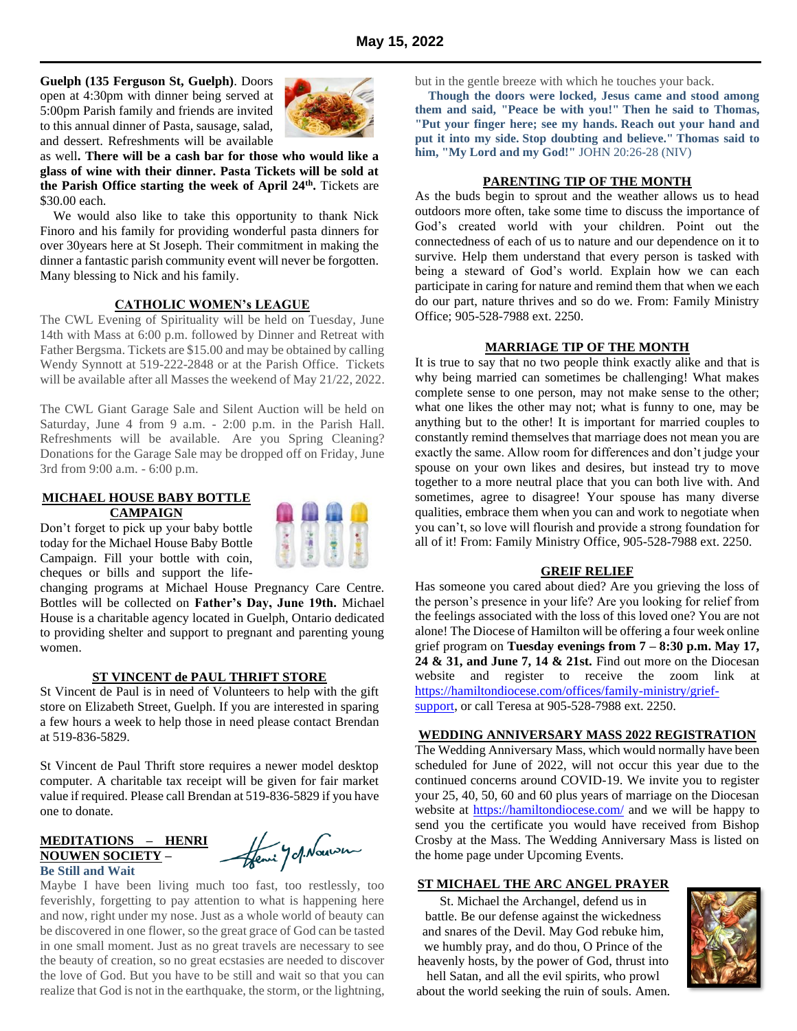**Guelph (135 Ferguson St, Guelph)**. Doors open at 4:30pm with dinner being served at 5:00pm Parish family and friends are invited to this annual dinner of Pasta, sausage, salad, and dessert. Refreshments will be available as well**. There will be a cash bar for those who would like a glass of wine with their dinner. Pasta Tickets will be sold at the Parish Office starting the week of April 24th.** Tickets are $30.00 each.

We would also like to take this opportunity to thank Nick Finoro and his family for providing wonderful pasta dinners for over 30years here at St Joseph. Their commitment in making the dinner a fantastic parish community event will never be forgotten. Many blessing to Nick and his family.

## CATHOLIC WOMEN's LEAGUE

The CWL Evening of Spirituality will be held on Tuesday, June 14th with Mass at 6:00 p.m. followed by Dinner and Retreat with Father Bergsma. Tickets are $15.00 and may be obtained by calling Wendy Synnott at 519-222-2848 or at the Parish Office. Tickets will be available after all Masses the weekend of May 21/22, 2022.

The CWL Giant Garage Sale and Silent Auction will be held on Saturday, June 4 from 9 a.m. - 2:00 p.m. in the Parish Hall. Refreshments will be available. Are you Spring Cleaning? Donations for the Garage Sale may be dropped off on Friday, June 3rd from 9:00 a.m. - 6:00 p.m.

## MICHAEL HOUSE BABY BOTTLE CAMPAIGN

Don't forget to pick up your baby bottle today for the Michael House Baby Bottle Campaign. Fill your bottle with coin, cheques or bills and support the life-changing programs at Michael House Pregnancy Care Centre. Bottles will be collected on **Father's Day, June 19th.** Michael House is a charitable agency located in Guelph, Ontario dedicated to providing shelter and support to pregnant and parenting young women.

## ST VINCENT de PAUL THRIFT STORE

St Vincent de Paul is in need of Volunteers to help with the gift store on Elizabeth Street, Guelph. If you are interested in sparing a few hours a week to help those in need please contact Brendan at 519-836-5829.

St Vincent de Paul Thrift store requires a newer model desktop computer. A charitable tax receipt will be given for fair market value if required. Please call Brendan at 519-836-5829 if you have one to donate.

## MEDITATIONS – HENRI NOUWEN SOCIETY –

**Be Still and Wait**

Maybe I have been living much too fast, too restlessly, too feverishly, forgetting to pay attention to what is happening here and now, right under my nose. Just as a whole world of beauty can be discovered in one flower, so the great grace of God can be tasted in one small moment. Just as no great travels are necessary to see the beauty of creation, so no great ecstasies are needed to discover the love of God. But you have to be still and wait so that you can realize that God is not in the earthquake, the storm, or the lightning, but in the gentle breeze with which he touches your back.

**Though the doors were locked, Jesus came and stood among them and said, "Peace be with you!" Then he said to Thomas, "Put your finger here; see my hands. Reach out your hand and put it into my side. Stop doubting and believe." Thomas said to him, "My Lord and my God!"** JOHN 20:26-28 (NIV)

## PARENTING TIP OF THE MONTH

As the buds begin to sprout and the weather allows us to head outdoors more often, take some time to discuss the importance of God's created world with your children. Point out the connectedness of each of us to nature and our dependence on it to survive. Help them understand that every person is tasked with being a steward of God's world. Explain how we can each participate in caring for nature and remind them that when we each do our part, nature thrives and so do we. From: Family Ministry Office; 905-528-7988 ext. 2250.

## MARRIAGE TIP OF THE MONTH

It is true to say that no two people think exactly alike and that is why being married can sometimes be challenging! What makes complete sense to one person, may not make sense to the other; what one likes the other may not; what is funny to one, may be anything but to the other! It is important for married couples to constantly remind themselves that marriage does not mean you are exactly the same. Allow room for differences and don't judge your spouse on your own likes and desires, but instead try to move together to a more neutral place that you can both live with. And sometimes, agree to disagree! Your spouse has many diverse qualities, embrace them when you can and work to negotiate when you can't, so love will flourish and provide a strong foundation for all of it! From: Family Ministry Office, 905-528-7988 ext. 2250.

## GREIF RELIEF

Has someone you cared about died? Are you grieving the loss of the person's presence in your life? Are you looking for relief from the feelings associated with the loss of this loved one? You are not alone! The Diocese of Hamilton will be offering a four week online grief program on **Tuesday evenings from 7 – 8:30 p.m. May 17, 24 & 31, and June 7, 14 & 21st.** Find out more on the Diocesan website and register to receive the zoom link at https://hamiltondiocese.com/offices/family-ministry/grief-support, or call Teresa at 905-528-7988 ext. 2250.

## WEDDING ANNIVERSARY MASS 2022 REGISTRATION

The Wedding Anniversary Mass, which would normally have been scheduled for June of 2022, will not occur this year due to the continued concerns around COVID-19. We invite you to register your 25, 40, 50, 60 and 60 plus years of marriage on the Diocesan website at https://hamiltondiocese.com/ and we will be happy to send you the certificate you would have received from Bishop Crosby at the Mass. The Wedding Anniversary Mass is listed on the home page under Upcoming Events.

## ST MICHAEL THE ARC ANGEL PRAYER

St. Michael the Archangel, defend us in battle. Be our defense against the wickedness and snares of the Devil. May God rebuke him, we humbly pray, and do thou, O Prince of the heavenly hosts, by the power of God, thrust into hell Satan, and all the evil spirits, who prowl about the world seeking the ruin of souls. Amen.